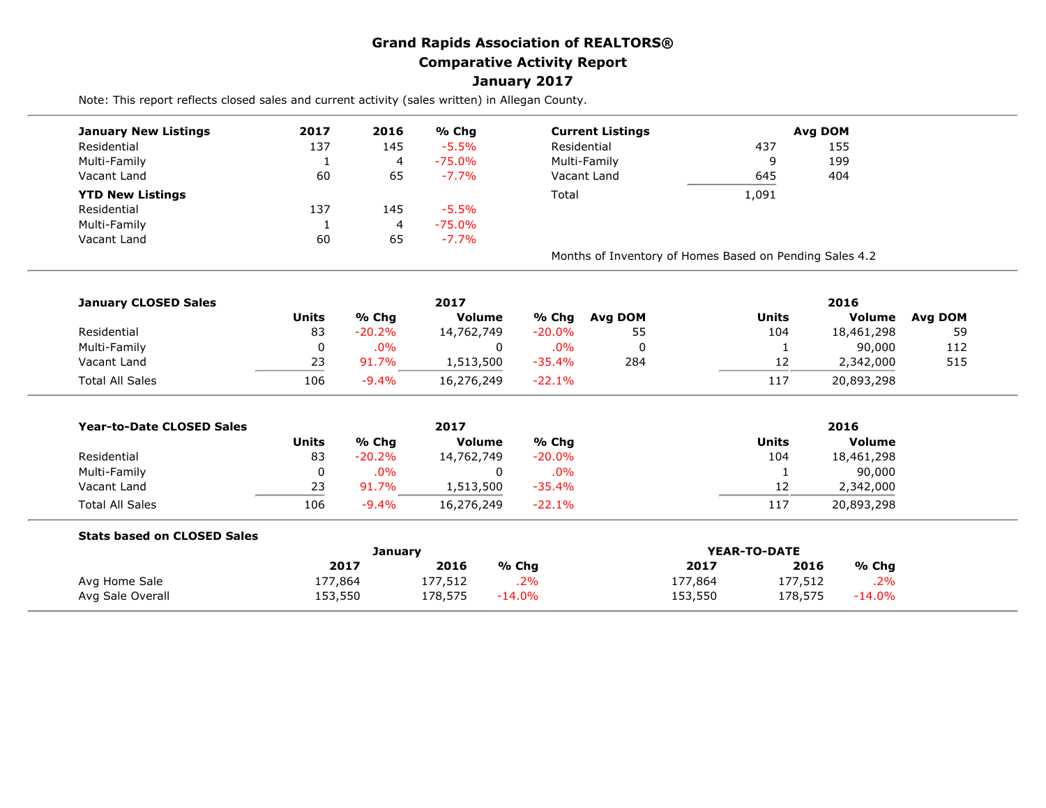# Grand Rapids Association of REALTORS®
## Comparative Activity Report
## January 2017

Note: This report reflects closed sales and current activity (sales written) in Allegan County.

| January New Listings | 2017 | 2016 | % Chg |
|---|---|---|---|
| Residential | 137 | 145 | -5.5% |
| Multi-Family | 1 | 4 | -75.0% |
| Vacant Land | 60 | 65 | -7.7% |
| **YTD New Listings** | | | |
| Residential | 137 | 145 | -5.5% |
| Multi-Family | 1 | 4 | -75.0% |
| Vacant Land | 60 | 65 | -7.7% |

| Current Listings | | Avg DOM |
|---|---|---|
| Residential | 437 | 155 |
| Multi-Family | 9 | 199 |
| Vacant Land | 645 | 404 |
| Total | 1,091 | |

Months of Inventory of Homes Based on Pending Sales 4.2

| January CLOSED Sales | 2017 Units | % Chg | 2017 Volume | % Chg | Avg DOM | 2016 Units | 2016 Volume | Avg DOM |
|---|---|---|---|---|---|---|---|---|
| Residential | 83 | -20.2% | 14,762,749 | -20.0% | 55 | 104 | 18,461,298 | 59 |
| Multi-Family | 0 | .0% | 0 | .0% | 0 | 1 | 90,000 | 112 |
| Vacant Land | 23 | 91.7% | 1,513,500 | -35.4% | 284 | 12 | 2,342,000 | 515 |
| Total All Sales | 106 | -9.4% | 16,276,249 | -22.1% | | 117 | 20,893,298 | |

| Year-to-Date CLOSED Sales | 2017 Units | % Chg | 2017 Volume | % Chg | 2016 Units | 2016 Volume |
|---|---|---|---|---|---|---|
| Residential | 83 | -20.2% | 14,762,749 | -20.0% | 104 | 18,461,298 |
| Multi-Family | 0 | .0% | 0 | .0% | 1 | 90,000 |
| Vacant Land | 23 | 91.7% | 1,513,500 | -35.4% | 12 | 2,342,000 |
| Total All Sales | 106 | -9.4% | 16,276,249 | -22.1% | 117 | 20,893,298 |

**Stats based on CLOSED Sales**

| | January 2017 | January 2016 | % Chg | YEAR-TO-DATE 2017 | YEAR-TO-DATE 2016 | % Chg |
|---|---|---|---|---|---|---|
| Avg Home Sale | 177,864 | 177,512 | .2% | 177,864 | 177,512 | .2% |
| Avg Sale Overall | 153,550 | 178,575 | -14.0% | 153,550 | 178,575 | -14.0% |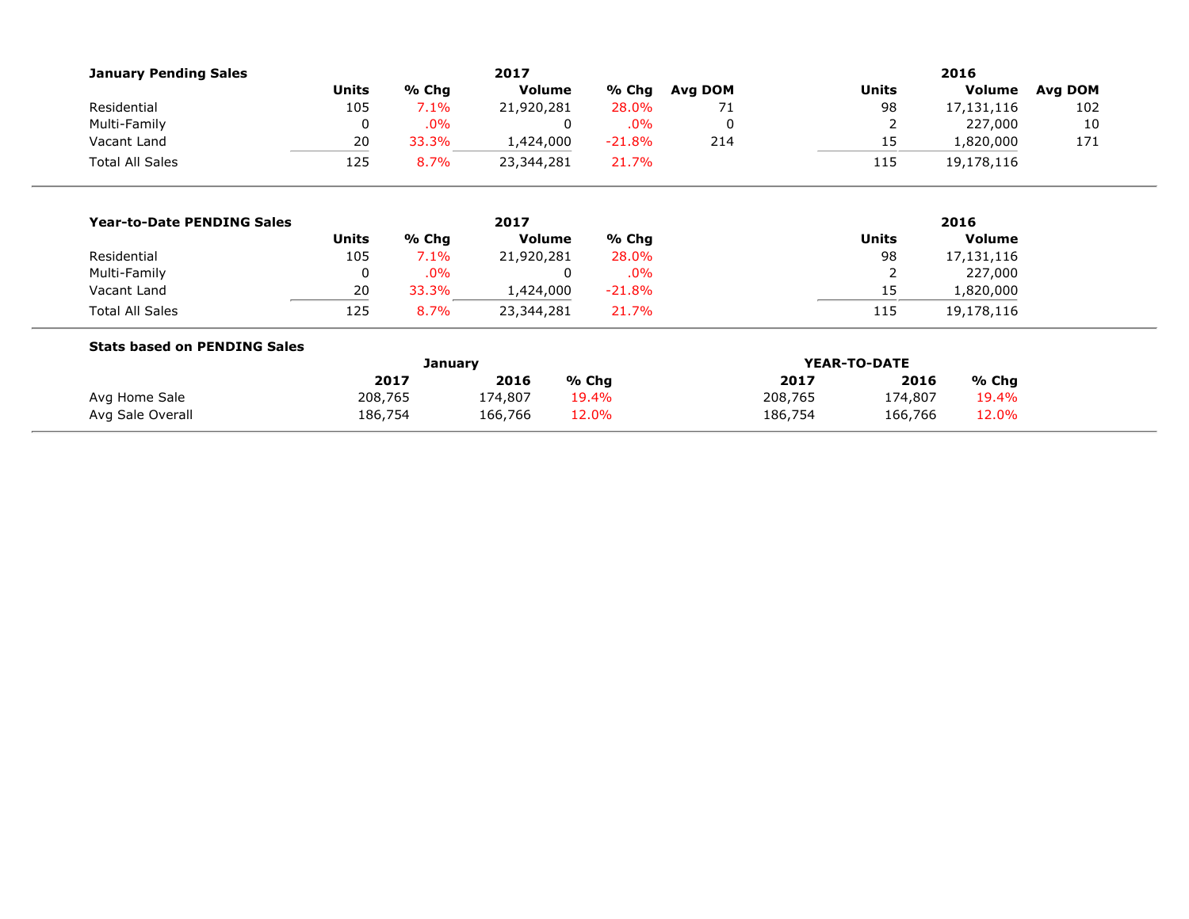| January Pending Sales | 2017 | | | | | 2016 | | |
|---|---|---|---|---|---|---|---|---|
| | Units | % Chg | Volume | % Chg | Avg DOM | Units | Volume | Avg DOM |
| Residential | 105 | 7.1% | 21,920,281 | 28.0% | 71 | 98 | 17,131,116 | 102 |
| Multi-Family | 0 | .0% | 0 | .0% | 0 | 2 | 227,000 | 10 |
| Vacant Land | 20 | 33.3% | 1,424,000 | -21.8% | 214 | 15 | 1,820,000 | 171 |
| Total All Sales | 125 | 8.7% | 23,344,281 | 21.7% | | 115 | 19,178,116 | |

| Year-to-Date PENDING Sales | 2017 | | | | 2016 | |
|---|---|---|---|---|---|---|
| | Units | % Chg | Volume | % Chg | Units | Volume |
| Residential | 105 | 7.1% | 21,920,281 | 28.0% | 98 | 17,131,116 |
| Multi-Family | 0 | .0% | 0 | .0% | 2 | 227,000 |
| Vacant Land | 20 | 33.3% | 1,424,000 | -21.8% | 15 | 1,820,000 |
| Total All Sales | 125 | 8.7% | 23,344,281 | 21.7% | 115 | 19,178,116 |

| Stats based on PENDING Sales | January | | | YEAR-TO-DATE | | |
|---|---|---|---|---|---|---|
| | 2017 | 2016 | % Chg | 2017 | 2016 | % Chg |
| Avg Home Sale | 208,765 | 174,807 | 19.4% | 208,765 | 174,807 | 19.4% |
| Avg Sale Overall | 186,754 | 166,766 | 12.0% | 186,754 | 166,766 | 12.0% |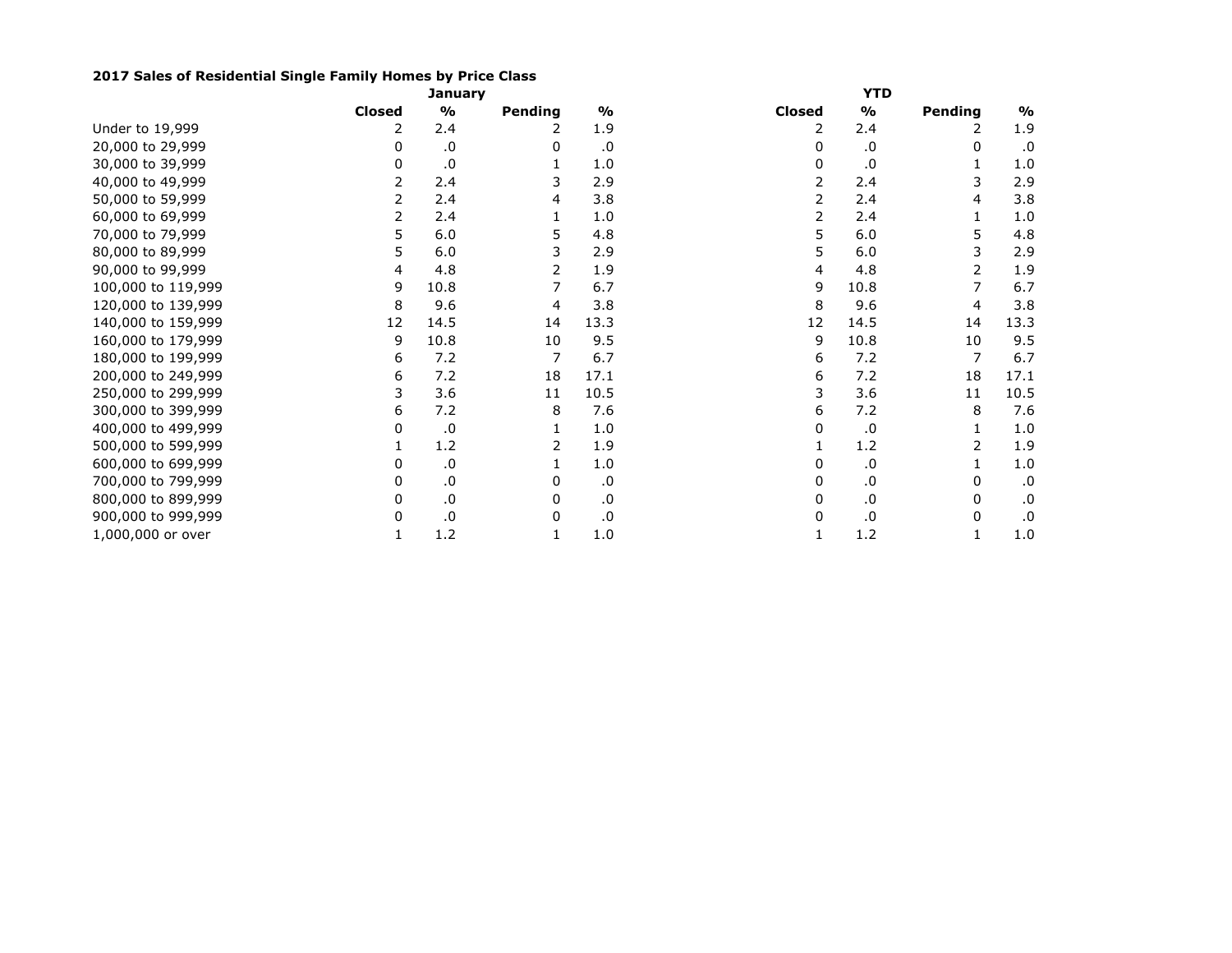**2017 Sales of Residential Single Family Homes by Price Class**

| | January | | | | YTD | | | |
|---|---|---|---|---|---|---|---|---|
| | **Closed** | **%** | **Pending** | **%** | **Closed** | **%** | **Pending** | **%** |
| Under to 19,999 | 2 | 2.4 | 2 | 1.9 | 2 | 2.4 | 2 | 1.9 |
| 20,000 to 29,999 | 0 | .0 | 0 | .0 | 0 | .0 | 0 | .0 |
| 30,000 to 39,999 | 0 | .0 | 1 | 1.0 | 0 | .0 | 1 | 1.0 |
| 40,000 to 49,999 | 2 | 2.4 | 3 | 2.9 | 2 | 2.4 | 3 | 2.9 |
| 50,000 to 59,999 | 2 | 2.4 | 4 | 3.8 | 2 | 2.4 | 4 | 3.8 |
| 60,000 to 69,999 | 2 | 2.4 | 1 | 1.0 | 2 | 2.4 | 1 | 1.0 |
| 70,000 to 79,999 | 5 | 6.0 | 5 | 4.8 | 5 | 6.0 | 5 | 4.8 |
| 80,000 to 89,999 | 5 | 6.0 | 3 | 2.9 | 5 | 6.0 | 3 | 2.9 |
| 90,000 to 99,999 | 4 | 4.8 | 2 | 1.9 | 4 | 4.8 | 2 | 1.9 |
| 100,000 to 119,999 | 9 | 10.8 | 7 | 6.7 | 9 | 10.8 | 7 | 6.7 |
| 120,000 to 139,999 | 8 | 9.6 | 4 | 3.8 | 8 | 9.6 | 4 | 3.8 |
| 140,000 to 159,999 | 12 | 14.5 | 14 | 13.3 | 12 | 14.5 | 14 | 13.3 |
| 160,000 to 179,999 | 9 | 10.8 | 10 | 9.5 | 9 | 10.8 | 10 | 9.5 |
| 180,000 to 199,999 | 6 | 7.2 | 7 | 6.7 | 6 | 7.2 | 7 | 6.7 |
| 200,000 to 249,999 | 6 | 7.2 | 18 | 17.1 | 6 | 7.2 | 18 | 17.1 |
| 250,000 to 299,999 | 3 | 3.6 | 11 | 10.5 | 3 | 3.6 | 11 | 10.5 |
| 300,000 to 399,999 | 6 | 7.2 | 8 | 7.6 | 6 | 7.2 | 8 | 7.6 |
| 400,000 to 499,999 | 0 | .0 | 1 | 1.0 | 0 | .0 | 1 | 1.0 |
| 500,000 to 599,999 | 1 | 1.2 | 2 | 1.9 | 1 | 1.2 | 2 | 1.9 |
| 600,000 to 699,999 | 0 | .0 | 1 | 1.0 | 0 | .0 | 1 | 1.0 |
| 700,000 to 799,999 | 0 | .0 | 0 | .0 | 0 | .0 | 0 | .0 |
| 800,000 to 899,999 | 0 | .0 | 0 | .0 | 0 | .0 | 0 | .0 |
| 900,000 to 999,999 | 0 | .0 | 0 | .0 | 0 | .0 | 0 | .0 |
| 1,000,000 or over | 1 | 1.2 | 1 | 1.0 | 1 | 1.2 | 1 | 1.0 |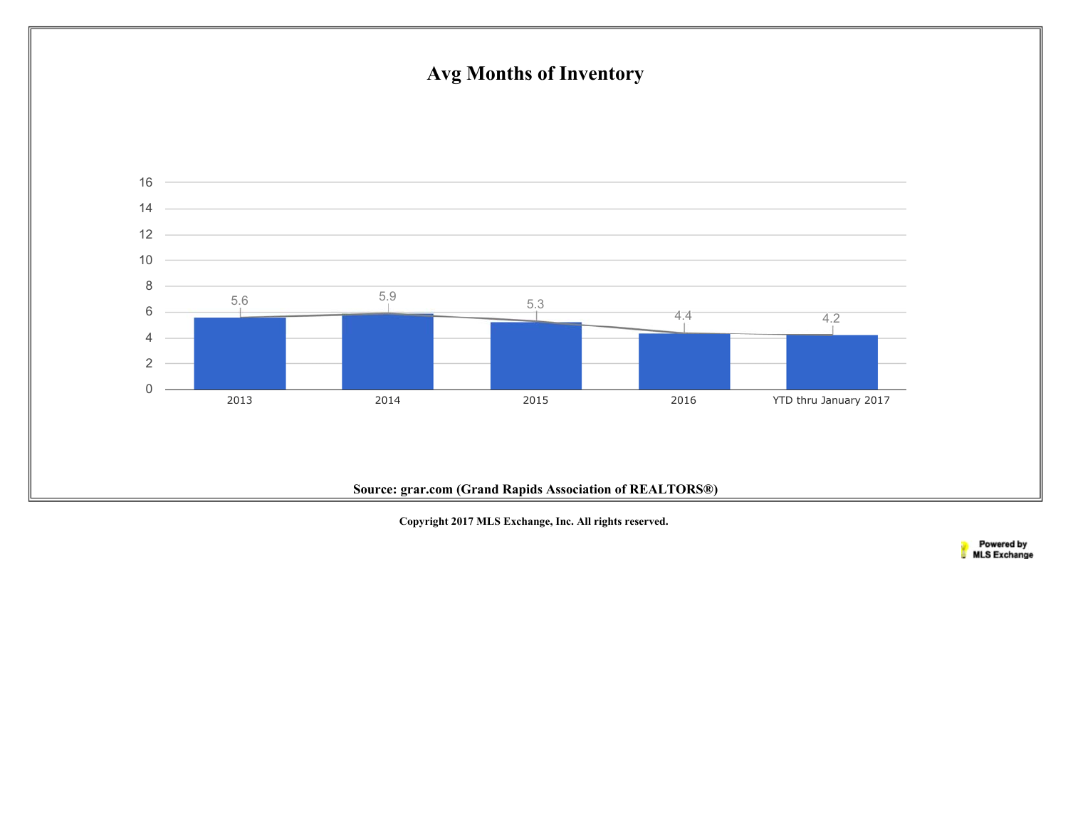## Avg Months of Inventory

16
14
12
10
8
6
4
2
0

5.6
5.9
5.3
4.4
4.2

2013
2014
2015
2016
YTD thru January 2017

**Source: grar.com (Grand Rapids Association of REALTORS®)**

**Copyright 2017 MLS Exchange, Inc. All rights reserved.**

Powered by MLS Exchange